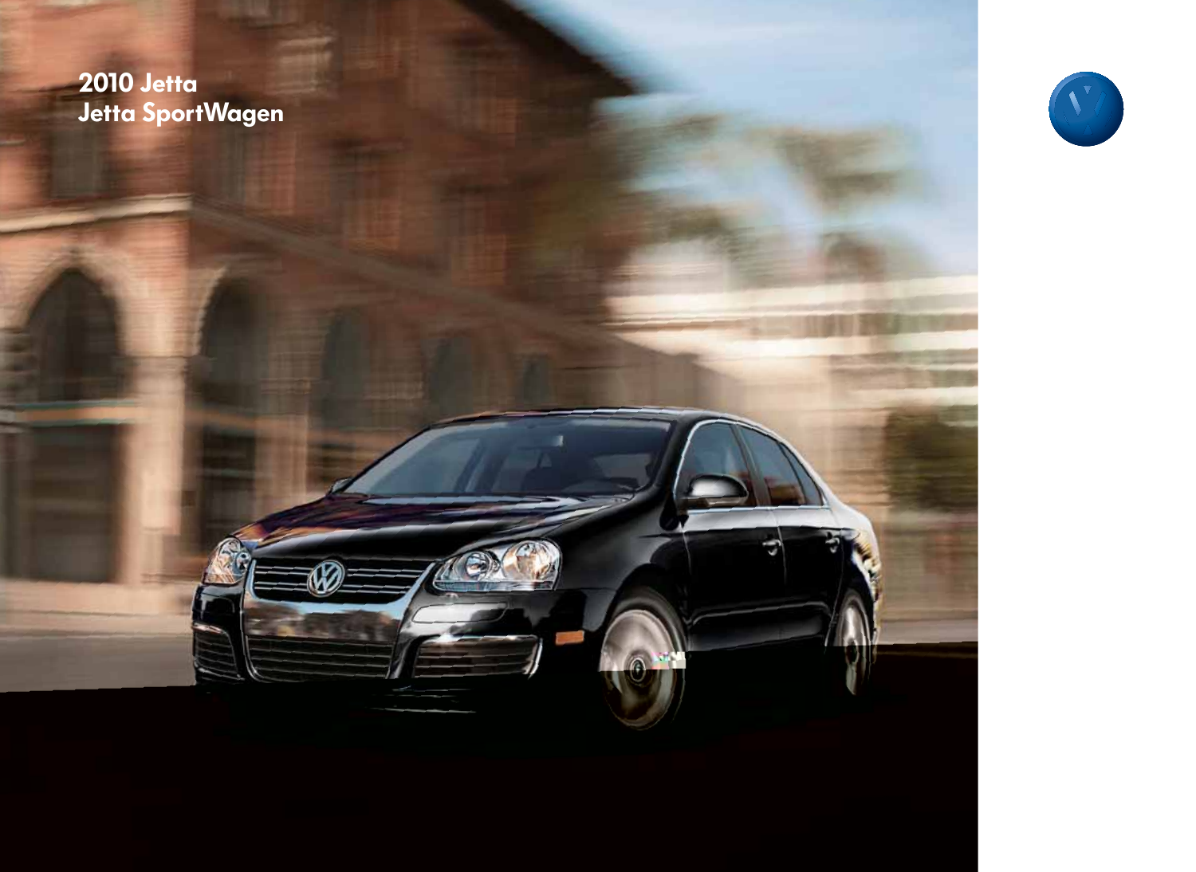# 2010 Jetta
# Jetta SportWagen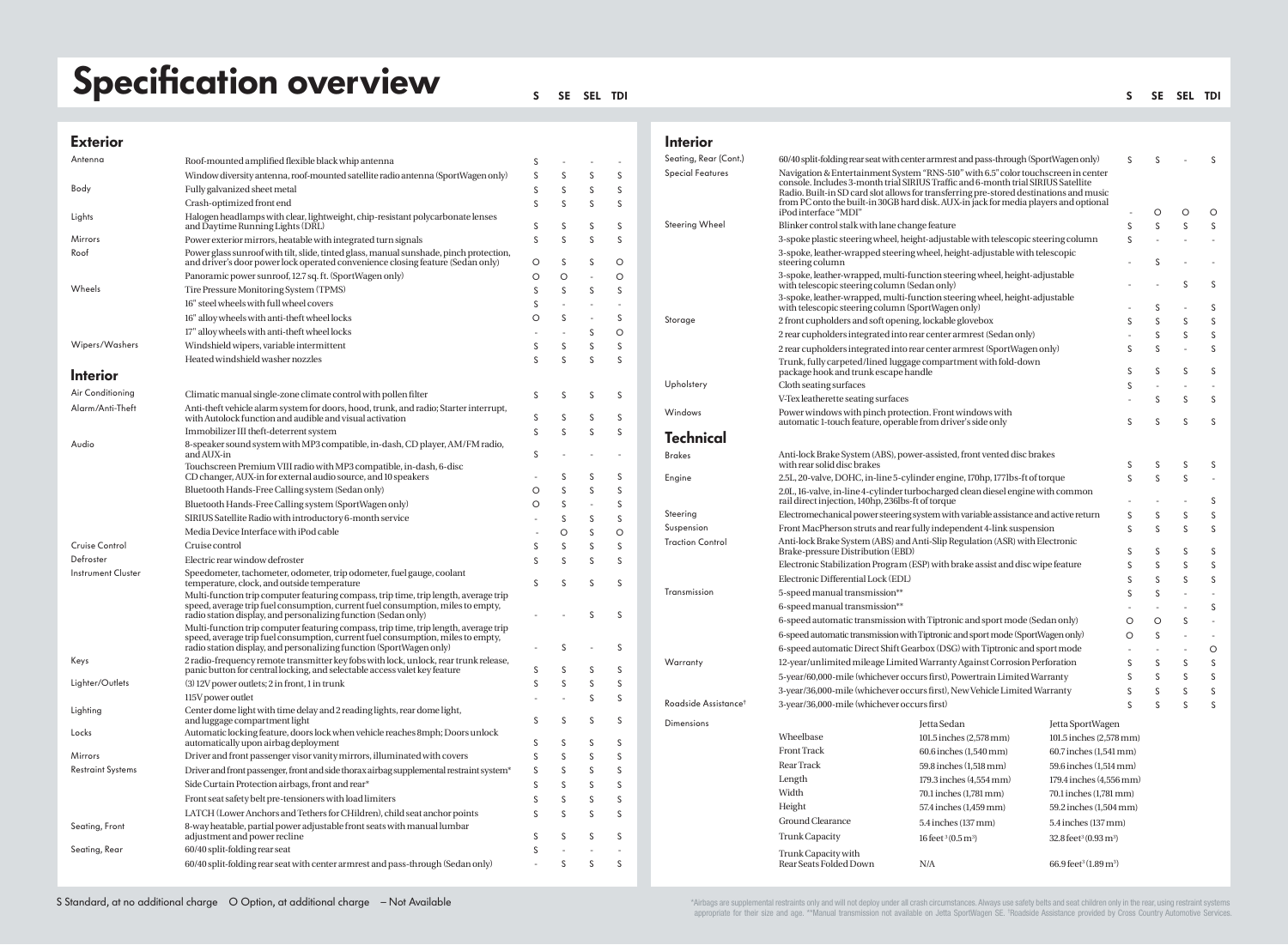# Specification overview

## Exterior

| | | S | SE | SEL | TDI |
|---|---|---|---|---|---|
| Antenna | Roof-mounted amplified flexible black whip antenna | S | - | - | - |
| | Window diversity antenna, roof-mounted satellite radio antenna (SportWagen only) | S | S | S | S |
| Body | Fully galvanized sheet metal | S | S | S | S |
| | Crash-optimized front end | S | S | S | S |
| Lights | Halogen headlamps with clear, lightweight, chip-resistant polycarbonate lenses and Daytime Running Lights (DRL) | S | S | S | S |
| Mirrors | Power exterior mirrors, heatable with integrated turn signals | S | S | S | S |
| Roof | Power glass sunroof with tilt, slide, tinted glass, manual sunshade, pinch protection, and driver's door power lock operated convenience closing feature (Sedan only) | O | S | S | O |
| | Panoramic power sunroof, 12.7 sq. ft. (SportWagen only) | O | O | - | O |
| Wheels | Tire Pressure Monitoring System (TPMS) | S | S | S | S |
| | 16" steel wheels with full wheel covers | S | - | - | - |
| | 16" alloy wheels with anti-theft wheel locks | O | S | - | S |
| | 17" alloy wheels with anti-theft wheel locks | - | - | S | O |
| Wipers/Washers | Windshield wipers, variable intermittent | S | S | S | S |
| | Heated windshield washer nozzles | S | S | S | S |

## Interior

| | | S | SE | SEL | TDI |
|---|---|---|---|---|---|
| Air Conditioning | Climatic manual single-zone climate control with pollen filter | S | S | S | S |
| Alarm/Anti-Theft | Anti-theft vehicle alarm system for doors, hood, trunk, and radio; Starter interrupt, with Autolock function and audible and visual activation | S | S | S | S |
| | Immobilizer III theft-deterrent system | S | S | S | S |
| Audio | 8-speaker sound system with MP3 compatible, in-dash, CD player, AM/FM radio, and AUX-in | S | - | - | - |
| | Touchscreen Premium VIII radio with MP3 compatible, in-dash, 6-disc CD changer, AUX-in for external audio source, and 10 speakers | - | S | S | S |
| | Bluetooth Hands-Free Calling system (Sedan only) | O | S | S | S |
| | Bluetooth Hands-Free Calling system (SportWagen only) | O | S | - | S |
| | SIRIUS Satellite Radio with introductory 6-month service | - | S | S | S |
| | Media Device Interface with iPod cable | - | O | S | O |
| Cruise Control | Cruise control | S | S | S | S |
| Defroster | Electric rear window defroster | S | S | S | S |
| Instrument Cluster | Speedometer, tachometer, odometer, trip odometer, fuel gauge, coolant temperature, clock, and outside temperature | S | S | S | S |
| | Multi-function trip computer featuring compass, trip time, trip length, average trip speed, average trip fuel consumption, current fuel consumption, miles to empty, radio station display, and personalizing function (Sedan only) | - | - | S | S |
| | Multi-function trip computer featuring compass, trip time, trip length, average trip speed, average trip fuel consumption, current fuel consumption, miles to empty, radio station display, and personalizing function (SportWagen only) | - | S | - | S |
| Keys | 2 radio-frequency remote transmitter key fobs with lock, unlock, rear trunk release, panic button for central locking, and selectable access valet key feature | S | S | S | S |
| Lighter/Outlets | (3) 12V power outlets; 2 in front, 1 in trunk | S | S | S | S |
| | 115V power outlet | - | - | S | S |
| Lighting | Center dome light with time delay and 2 reading lights, rear dome light, and luggage compartment light | S | S | S | S |
| Locks | Automatic locking feature, doors lock when vehicle reaches 8mph; Doors unlock automatically upon airbag deployment | S | S | S | S |
| Mirrors | Driver and front passenger visor vanity mirrors, illuminated with covers | S | S | S | S |
| Restraint Systems | Driver and front passenger, front and side thorax airbag supplemental restraint system* | S | S | S | S |
| | Side Curtain Protection airbags, front and rear* | S | S | S | S |
| | Front seat safety belt pre-tensioners with load limiters | S | S | S | S |
| | LATCH (Lower Anchors and Tethers for CHildren), child seat anchor points | S | S | S | S |
| Seating, Front | 8-way heatable, partial power adjustable front seats with manual lumbar adjustment and power recline | S | S | S | S |
| Seating, Rear | 60/40 split-folding rear seat | S | - | - | - |
| | 60/40 split-folding rear seat with center armrest and pass-through (Sedan only) | - | S | S | S |
| Seating, Rear (Cont.) | 60/40 split-folding rear seat with center armrest and pass-through (SportWagen only) | S | S | - | S |
| Special Features | Navigation & Entertainment System "RNS-510" with 6.5" color touchscreen in center console. Includes 3-month trial SIRIUS Traffic and 6-month trial SIRIUS Satellite Radio. Built-in SD card slot allows for transferring pre-stored destinations and music from PC onto the built-in 30GB hard disk. AUX-in jack for media players and optional iPod interface "MDI" | - | O | O | O |
| Steering Wheel | Blinker control stalk with lane change feature | S | S | S | S |
| | 3-spoke plastic steering wheel, height-adjustable with telescopic steering column | S | - | - | - |
| | 3-spoke, leather-wrapped steering wheel, height-adjustable with telescopic steering column | - | S | - | - |
| | 3-spoke, leather-wrapped, multi-function steering wheel, height-adjustable with telescopic steering column (Sedan only) | - | - | S | S |
| | 3-spoke, leather-wrapped, multi-function steering wheel, height-adjustable with telescopic steering column (SportWagen only) | - | S | - | S |
| Storage | 2 front cupholders and soft opening, lockable glovebox | S | S | S | S |
| | 2 rear cupholders integrated into rear center armrest (Sedan only) | - | S | S | S |
| | 2 rear cupholders integrated into rear center armrest (SportWagen only) | S | S | - | S |
| | Trunk, fully carpeted/lined luggage compartment with fold-down package hook and trunk escape handle | S | S | S | S |
| Upholstery | Cloth seating surfaces | S | - | - | - |
| | V-Tex leatherette seating surfaces | - | S | S | S |
| Windows | Power windows with pinch protection. Front windows with automatic 1-touch feature, operable from driver's side only | S | S | S | S |

## Technical

| | | S | SE | SEL | TDI |
|---|---|---|---|---|---|
| Brakes | Anti-lock Brake System (ABS), power-assisted, front vented disc brakes with rear solid disc brakes | S | S | S | S |
| Engine | 2.5L, 20-valve, DOHC, in-line 5-cylinder engine, 170hp, 177lbs-ft of torque | S | S | S | - |
| | 2.0L, 16-valve, in-line 4-cylinder turbocharged clean diesel engine with common rail direct injection, 140hp, 236lbs-ft of torque | - | - | - | S |
| Steering | Electromechanical power steering system with variable assistance and active return | S | S | S | S |
| Suspension | Front MacPherson struts and rear fully independent 4-link suspension | S | S | S | S |
| Traction Control | Anti-lock Brake System (ABS) and Anti-Slip Regulation (ASR) with Electronic Brake-pressure Distribution (EBD) | S | S | S | S |
| | Electronic Stabilization Program (ESP) with brake assist and disc wipe feature | S | S | S | S |
| | Electronic Differential Lock (EDL) | S | S | S | S |
| Transmission | 5-speed manual transmission** | S | S | - | - |
| | 6-speed manual transmission** | - | - | - | S |
| | 6-speed automatic transmission with Tiptronic and sport mode (Sedan only) | O | O | S | - |
| | 6-speed automatic transmission with Tiptronic and sport mode (SportWagen only) | O | S | - | - |
| | 6-speed automatic Direct Shift Gearbox (DSG) with Tiptronic and sport mode | - | - | - | O |
| Warranty | 12-year/unlimited mileage Limited Warranty Against Corrosion Perforation | S | S | S | S |
| | 5-year/60,000-mile (whichever occurs first), Powertrain Limited Warranty | S | S | S | S |
| | 3-year/36,000-mile (whichever occurs first), New Vehicle Limited Warranty | S | S | S | S |
| Roadside Assistance† | 3-year/36,000-mile (whichever occurs first) | S | S | S | S |

### Dimensions

| | Jetta Sedan | Jetta SportWagen |
|---|---|---|
| Wheelbase | 101.5 inches (2,578 mm) | 101.5 inches (2,578 mm) |
| Front Track | 60.6 inches (1,540 mm) | 60.7 inches (1,541 mm) |
| Rear Track | 59.8 inches (1,518 mm) | 59.6 inches (1,514 mm) |
| Length | 179.3 inches (4,554 mm) | 179.4 inches (4,556 mm) |
| Width | 70.1 inches (1,781 mm) | 70.1 inches (1,781 mm) |
| Height | 57.4 inches (1,459 mm) | 59.2 inches (1,504 mm) |
| Ground Clearance | 5.4 inches (137 mm) | 5.4 inches (137 mm) |
| Trunk Capacity | 16 feet$^3$ (0.5 m$^3$) | 32.8 feet$^3$ (0.93 m$^3$) |
| Trunk Capacity with Rear Seats Folded Down | N/A | 66.9 feet$^3$ (1.89 m$^3$) |

S Standard, at no additional charge O Option, at additional charge – Not Available

*Airbags are supplemental restraints only and will not deploy under all crash circumstances. Always use safety belts and seat children only in the rear, using restraint systems appropriate for their size and age. **Manual transmission not available on Jetta SportWagen SE. †Roadside Assistance provided by Cross Country Automotive Services.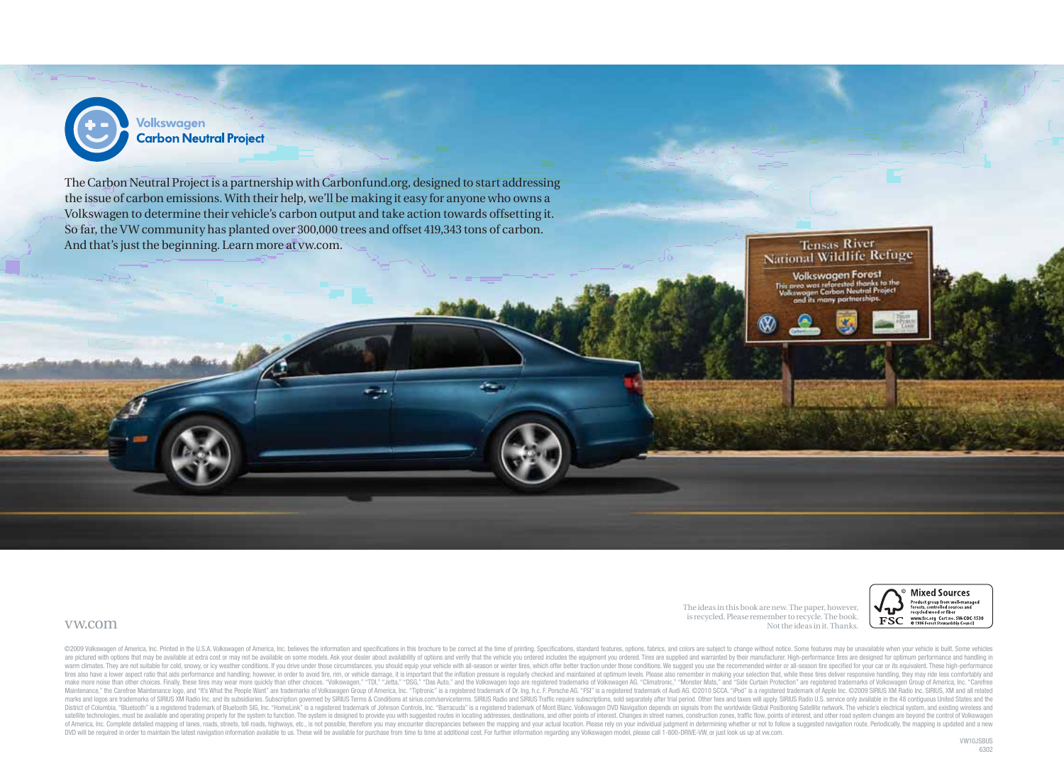**Volkswagen**
**Carbon Neutral Project**

The Carbon Neutral Project is a partnership with Carbonfund.org, designed to start addressing the issue of carbon emissions. With their help, we'll be making it easy for anyone who owns a Volkswagen to determine their vehicle's carbon output and take action towards offsetting it. So far, the VW community has planted over 300,000 trees and offset 419,343 tons of carbon. And that's just the beginning. Learn more at vw.com.

Tensas River
National Wildlife Refuge

Volkswagen Forest
This area was reforested thanks to the Volkswagen Carbon Neutral Project and its many partnerships.

vw.com

The ideas in this book are new. The paper, however, is recycled. Please remember to recycle. The book. Not the ideas in it. Thanks.

Mixed Sources
Product group from well-managed forests, controlled sources and recycled wood or fiber
www.fsc.org Cert no. SW-COC-1530
© 1996 Forest Stewardship Council
FSC

©2009 Volkswagen of America, Inc. Printed in the U.S.A. Volkswagen of America, Inc. believes the information and specifications in this brochure to be correct at the time of printing. Specifications, standard features, options, fabrics, and colors are subject to change without notice. Some features may be unavailable when your vehicle is built. Some vehicles are pictured with options that may be available at extra cost or may not be available on some models. Ask your dealer about availability of options and verify that the vehicle you ordered includes the equipment you ordered. Tires are supplied and warranted by their manufacturer. High-performance tires are designed for optimum performance and handling in warm climates. They are not suitable for cold, snowy, or icy weather conditions. If you drive under those circumstances, you should equip your vehicle with all-season or winter tires, which offer better traction under those conditions. We suggest you use the recommended winter or all-season tire specified for your car or its equivalent. These high-performance tires also have a lower aspect ratio that aids performance and handling; however, in order to avoid tire, rim, or vehicle damage, it is important that the inflation pressure is regularly checked and maintained at optimum levels. Please also remember in making your selection that, while these tires deliver responsive handling, they may ride less comfortably and make more noise than other choices. Finally, these tires may wear more quickly than other choices. "Volkswagen," "TDI," "Jetta," "DSG," "Das Auto," and the Volkswagen logo are registered trademarks of Volkswagen AG. "Climatronic," "Monster Mats," and "Side Curtain Protection" are registered trademarks of Volkswagen Group of America, Inc. "Carefree Maintenance," the Carefree Maintenance logo, and "It's What the People Want" are trademarks of Volkswagen Group of America, Inc. "Tiptronic" is a registered trademark of Dr. Ing. h.c. F. Porsche AG. "FSI" is a registered trademark of Audi AG. ©2010 SCCA. "iPod" is a registered trademark of Apple Inc. ©2009 SIRIUS XM Radio Inc. SIRIUS, XM and all related marks and logos are trademarks of SIRIUS XM Radio Inc. and its subsidiaries. Subscription governed by SIRIUS Terms & Conditions at sirius.com/serviceterms. SIRIUS Radio and SIRIUS Traffic require subscriptions, sold separately after trial period. Other fees and taxes will apply. SIRIUS Radio U.S. service only available in the 48 contiguous United States and the District of Columbia. "Bluetooth" is a registered trademark of Bluetooth SIG, Inc. "HomeLink" is a registered trademark of Johnson Controls, Inc. "Barracuda" is a registered trademark of Mont Blanc. Volkswagen DVD Navigation depends on signals from the worldwide Global Positioning Satellite network. The vehicle's electrical system, and existing wireless and satellite technologies, must be available and operating properly for the system to function. The system is designed to provide you with suggested routes in locating addresses, destinations, and other points of interest. Changes in street names, construction zones, traffic flow, points of interest, and other road system changes are beyond the control of Volkswagen of America, Inc. Complete detailed mapping of lanes, roads, streets, toll roads, highways, etc., is not possible, therefore you may encounter discrepancies between the mapping and your actual location. Please rely on your individual judgment in determining whether or not to follow a suggested navigation route. Periodically, the mapping is updated and a new DVD will be required in order to maintain the latest navigation information available to us. These will be available for purchase from time to time at additional cost. For further information regarding any Volkswagen model, please call 1-800-DRIVE-VW, or just look us up at vw.com.

VW10JSBUS
6302